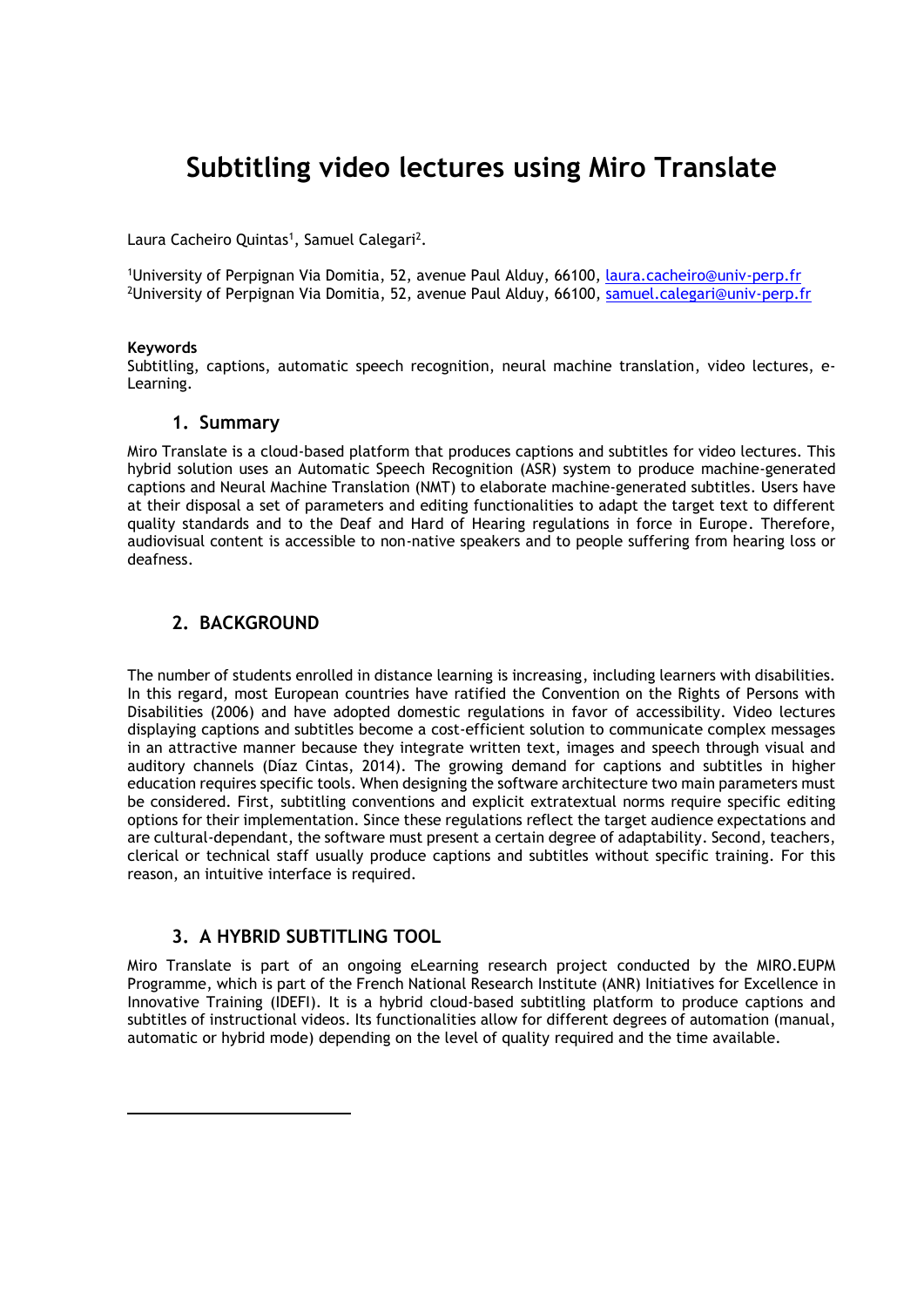# Subtitling video lectures using Miro Translate

Laura Cacheiro Quintas[1], Samuel Calegari[2].

[1]University of Perpignan Via Domitia, 52, avenue Paul Alduy, 66100, laura.cacheiro@univ-perp.fr
[2]University of Perpignan Via Domitia, 52, avenue Paul Alduy, 66100, samuel.calegari@univ-perp.fr

**Keywords**
Subtitling, captions, automatic speech recognition, neural machine translation, video lectures, e-Learning.

## 1. Summary

Miro Translate is a cloud-based platform that produces captions and subtitles for video lectures. This hybrid solution uses an Automatic Speech Recognition (ASR) system to produce machine-generated captions and Neural Machine Translation (NMT) to elaborate machine-generated subtitles. Users have at their disposal a set of parameters and editing functionalities to adapt the target text to different quality standards and to the Deaf and Hard of Hearing regulations in force in Europe. Therefore, audiovisual content is accessible to non-native speakers and to people suffering from hearing loss or deafness.

## 2. BACKGROUND

The number of students enrolled in distance learning is increasing, including learners with disabilities. In this regard, most European countries have ratified the Convention on the Rights of Persons with Disabilities (2006) and have adopted domestic regulations in favor of accessibility. Video lectures displaying captions and subtitles become a cost-efficient solution to communicate complex messages in an attractive manner because they integrate written text, images and speech through visual and auditory channels (Díaz Cintas, 2014). The growing demand for captions and subtitles in higher education requires specific tools. When designing the software architecture two main parameters must be considered. First, subtitling conventions and explicit extratextual norms require specific editing options for their implementation. Since these regulations reflect the target audience expectations and are cultural-dependant, the software must present a certain degree of adaptability. Second, teachers, clerical or technical staff usually produce captions and subtitles without specific training. For this reason, an intuitive interface is required.

## 3. A HYBRID SUBTITLING TOOL

Miro Translate is part of an ongoing eLearning research project conducted by the MIRO.EUPM Programme, which is part of the French National Research Institute (ANR) Initiatives for Excellence in Innovative Training (IDEFI). It is a hybrid cloud-based subtitling platform to produce captions and subtitles of instructional videos. Its functionalities allow for different degrees of automation (manual, automatic or hybrid mode) depending on the level of quality required and the time available.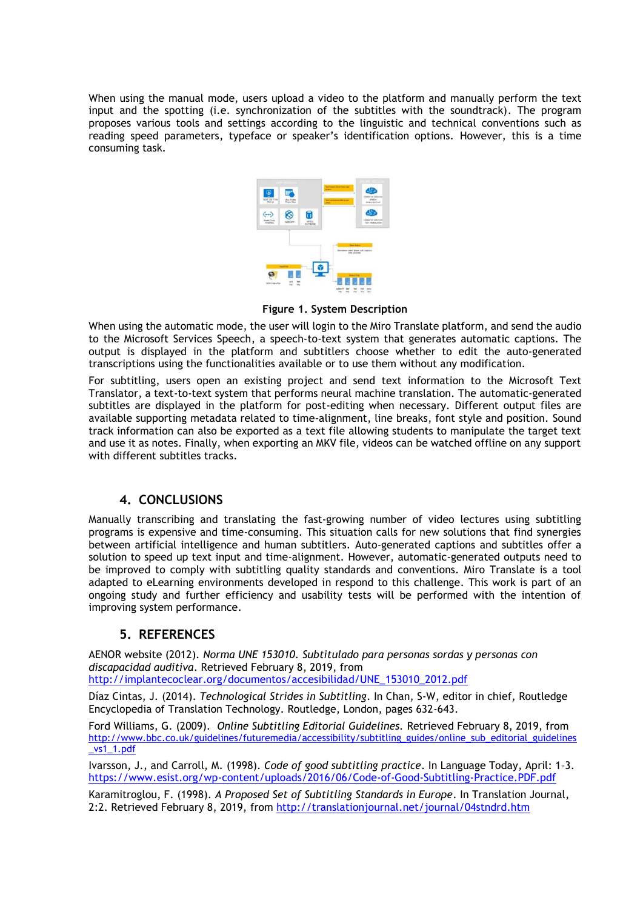When using the manual mode, users upload a video to the platform and manually perform the text input and the spotting (i.e. synchronization of the subtitles with the soundtrack). The program proposes various tools and settings according to the linguistic and technical conventions such as reading speed parameters, typeface or speaker's identification options. However, this is a time consuming task.

**Figure 1. System Description**

When using the automatic mode, the user will login to the Miro Translate platform, and send the audio to the Microsoft Services Speech, a speech-to-text system that generates automatic captions. The output is displayed in the platform and subtitlers choose whether to edit the auto-generated transcriptions using the functionalities available or to use them without any modification.

For subtitling, users open an existing project and send text information to the Microsoft Text Translator, a text-to-text system that performs neural machine translation. The automatic-generated subtitles are displayed in the platform for post-editing when necessary. Different output files are available supporting metadata related to time-alignment, line breaks, font style and position. Sound track information can also be exported as a text file allowing students to manipulate the target text and use it as notes. Finally, when exporting an MKV file, videos can be watched offline on any support with different subtitles tracks.

## 4. CONCLUSIONS

Manually transcribing and translating the fast-growing number of video lectures using subtitling programs is expensive and time-consuming. This situation calls for new solutions that find synergies between artificial intelligence and human subtitlers. Auto-generated captions and subtitles offer a solution to speed up text input and time-alignment. However, automatic-generated outputs need to be improved to comply with subtitling quality standards and conventions. Miro Translate is a tool adapted to eLearning environments developed in respond to this challenge. This work is part of an ongoing study and further efficiency and usability tests will be performed with the intention of improving system performance.

## 5. REFERENCES

AENOR website (2012). *Norma UNE 153010. Subtitulado para personas sordas y personas con discapacidad auditiva*. Retrieved February 8, 2019, from http://implantecoclear.org/documentos/accesibilidad/UNE_153010_2012.pdf

Díaz Cintas, J. (2014). *Technological Strides in Subtitling*. In Chan, S-W, editor in chief, Routledge Encyclopedia of Translation Technology. Routledge, London, pages 632-643.

Ford Williams, G. (2009). *Online Subtitling Editorial Guidelines*. Retrieved February 8, 2019, from http://www.bbc.co.uk/guidelines/futuremedia/accessibility/subtitling_guides/online_sub_editorial_guidelines_vs1_1.pdf

Ivarsson, J., and Carroll, M. (1998). *Code of good subtitling practice*. In Language Today, April: 1–3. https://www.esist.org/wp-content/uploads/2016/06/Code-of-Good-Subtitling-Practice.PDF.pdf

Karamitroglou, F. (1998). *A Proposed Set of Subtitling Standards in Europe*. In Translation Journal, 2:2. Retrieved February 8, 2019, from http://translationjournal.net/journal/04stndrd.htm